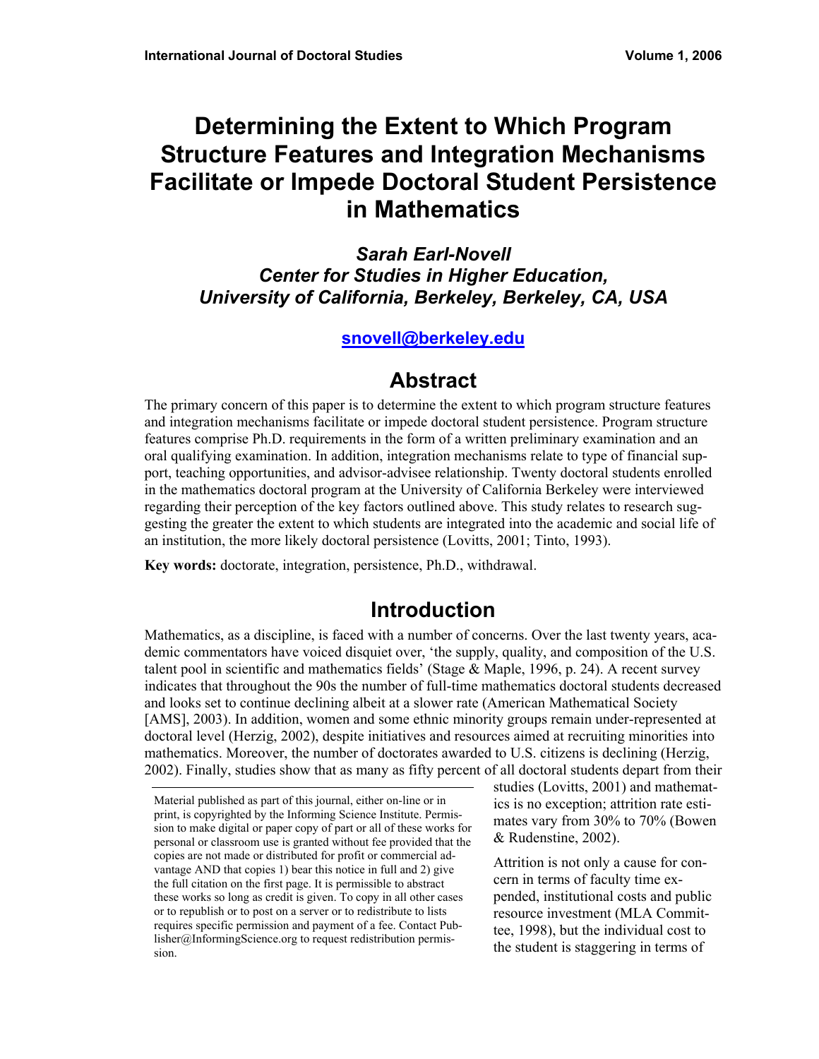# Determining the Extent to Which Program Structure Features and Integration Mechanisms Facilitate or Impede Doctoral Student Persistence in Mathematics

***Sarah Earl-Novell***
***Center for Studies in Higher Education, University of California, Berkeley, Berkeley, CA, USA***

**snovell@berkeley.edu**

## Abstract

The primary concern of this paper is to determine the extent to which program structure features and integration mechanisms facilitate or impede doctoral student persistence. Program structure features comprise Ph.D. requirements in the form of a written preliminary examination and an oral qualifying examination. In addition, integration mechanisms relate to type of financial support, teaching opportunities, and advisor-advisee relationship. Twenty doctoral students enrolled in the mathematics doctoral program at the University of California Berkeley were interviewed regarding their perception of the key factors outlined above. This study relates to research suggesting the greater the extent to which students are integrated into the academic and social life of an institution, the more likely doctoral persistence (Lovitts, 2001; Tinto, 1993).

**Key words:** doctorate, integration, persistence, Ph.D., withdrawal.

## Introduction

Mathematics, as a discipline, is faced with a number of concerns. Over the last twenty years, academic commentators have voiced disquiet over, 'the supply, quality, and composition of the U.S. talent pool in scientific and mathematics fields' (Stage & Maple, 1996, p. 24). A recent survey indicates that throughout the 90s the number of full-time mathematics doctoral students decreased and looks set to continue declining albeit at a slower rate (American Mathematical Society [AMS], 2003). In addition, women and some ethnic minority groups remain under-represented at doctoral level (Herzig, 2002), despite initiatives and resources aimed at recruiting minorities into mathematics. Moreover, the number of doctorates awarded to U.S. citizens is declining (Herzig, 2002). Finally, studies show that as many as fifty percent of all doctoral students depart from their studies (Lovitts, 2001) and mathematics is no exception; attrition rate estimates vary from 30% to 70% (Bowen & Rudenstine, 2002).

Attrition is not only a cause for concern in terms of faculty time expended, institutional costs and public resource investment (MLA Committee, 1998), but the individual cost to the student is staggering in terms of

Material published as part of this journal, either on-line or in print, is copyrighted by the Informing Science Institute. Permission to make digital or paper copy of part or all of these works for personal or classroom use is granted without fee provided that the copies are not made or distributed for profit or commercial advantage AND that copies 1) bear this notice in full and 2) give the full citation on the first page. It is permissible to abstract these works so long as credit is given. To copy in all other cases or to republish or to post on a server or to redistribute to lists requires specific permission and payment of a fee. Contact Publisher@InformingScience.org to request redistribution permission.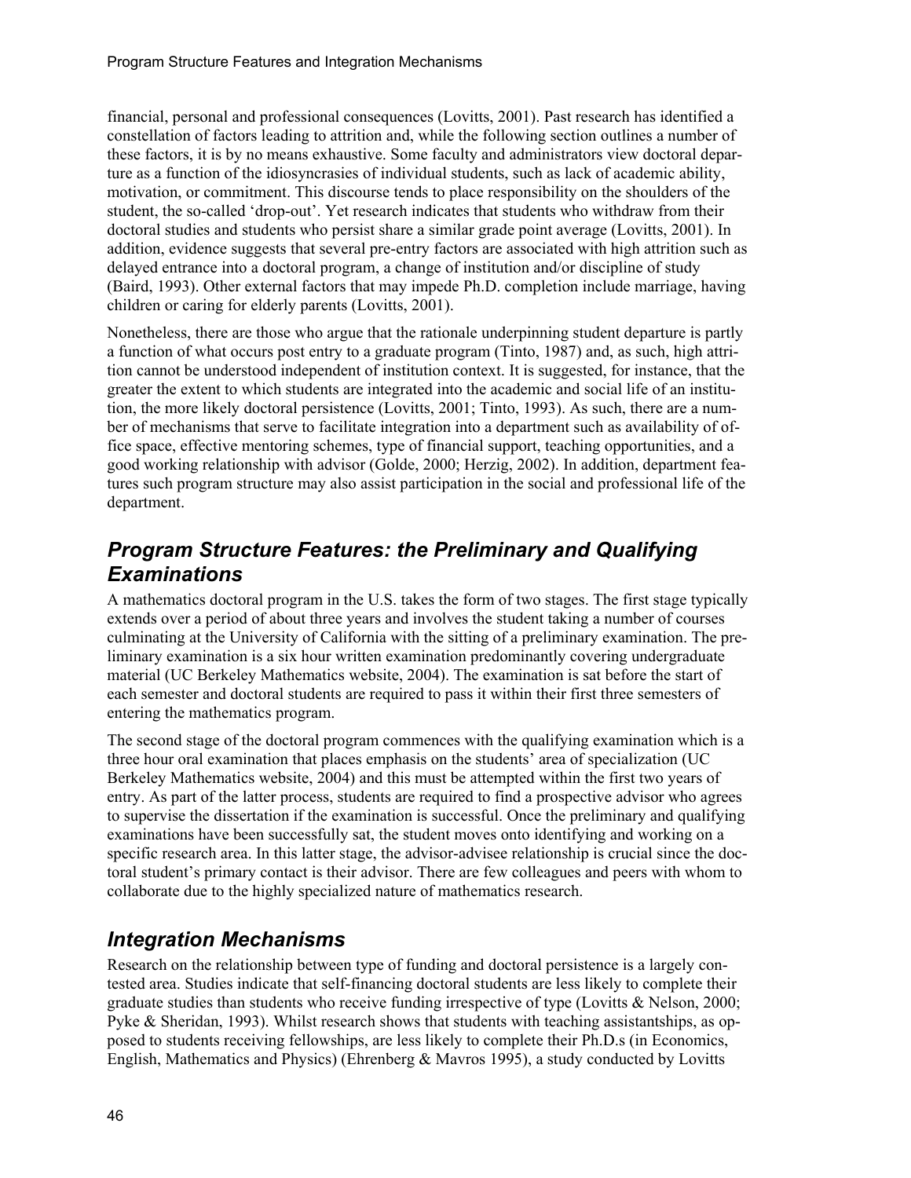financial, personal and professional consequences (Lovitts, 2001). Past research has identified a constellation of factors leading to attrition and, while the following section outlines a number of these factors, it is by no means exhaustive. Some faculty and administrators view doctoral departure as a function of the idiosyncrasies of individual students, such as lack of academic ability, motivation, or commitment. This discourse tends to place responsibility on the shoulders of the student, the so-called 'drop-out'. Yet research indicates that students who withdraw from their doctoral studies and students who persist share a similar grade point average (Lovitts, 2001). In addition, evidence suggests that several pre-entry factors are associated with high attrition such as delayed entrance into a doctoral program, a change of institution and/or discipline of study (Baird, 1993). Other external factors that may impede Ph.D. completion include marriage, having children or caring for elderly parents (Lovitts, 2001).

Nonetheless, there are those who argue that the rationale underpinning student departure is partly a function of what occurs post entry to a graduate program (Tinto, 1987) and, as such, high attrition cannot be understood independent of institution context. It is suggested, for instance, that the greater the extent to which students are integrated into the academic and social life of an institution, the more likely doctoral persistence (Lovitts, 2001; Tinto, 1993). As such, there are a number of mechanisms that serve to facilitate integration into a department such as availability of office space, effective mentoring schemes, type of financial support, teaching opportunities, and a good working relationship with advisor (Golde, 2000; Herzig, 2002). In addition, department features such program structure may also assist participation in the social and professional life of the department.

## *Program Structure Features: the Preliminary and Qualifying Examinations*

A mathematics doctoral program in the U.S. takes the form of two stages. The first stage typically extends over a period of about three years and involves the student taking a number of courses culminating at the University of California with the sitting of a preliminary examination. The preliminary examination is a six hour written examination predominantly covering undergraduate material (UC Berkeley Mathematics website, 2004). The examination is sat before the start of each semester and doctoral students are required to pass it within their first three semesters of entering the mathematics program.

The second stage of the doctoral program commences with the qualifying examination which is a three hour oral examination that places emphasis on the students' area of specialization (UC Berkeley Mathematics website, 2004) and this must be attempted within the first two years of entry. As part of the latter process, students are required to find a prospective advisor who agrees to supervise the dissertation if the examination is successful. Once the preliminary and qualifying examinations have been successfully sat, the student moves onto identifying and working on a specific research area. In this latter stage, the advisor-advisee relationship is crucial since the doctoral student's primary contact is their advisor. There are few colleagues and peers with whom to collaborate due to the highly specialized nature of mathematics research.

## *Integration Mechanisms*

Research on the relationship between type of funding and doctoral persistence is a largely contested area. Studies indicate that self-financing doctoral students are less likely to complete their graduate studies than students who receive funding irrespective of type (Lovitts & Nelson, 2000; Pyke & Sheridan, 1993). Whilst research shows that students with teaching assistantships, as opposed to students receiving fellowships, are less likely to complete their Ph.D.s (in Economics, English, Mathematics and Physics) (Ehrenberg & Mavros 1995), a study conducted by Lovitts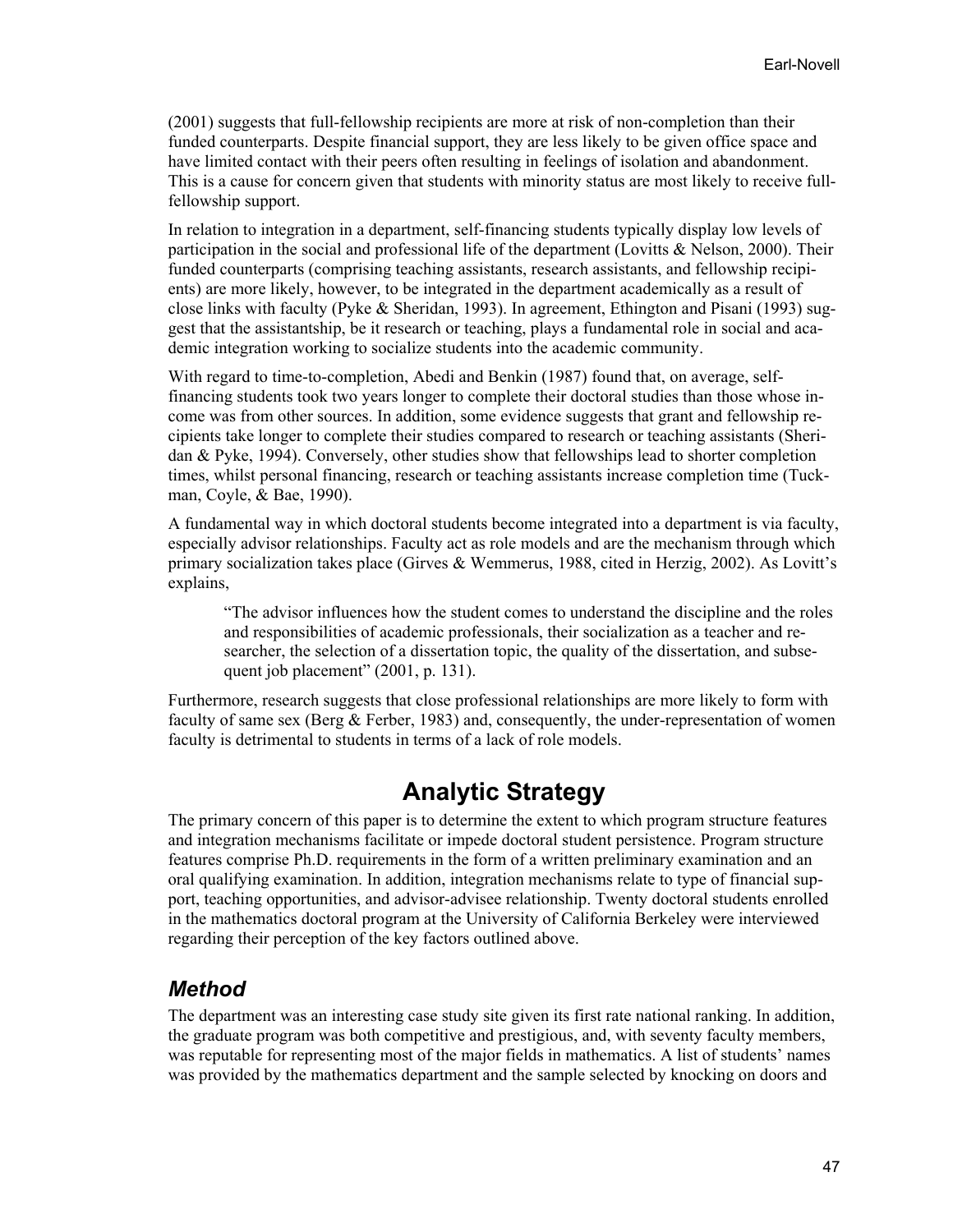(2001) suggests that full-fellowship recipients are more at risk of non-completion than their funded counterparts. Despite financial support, they are less likely to be given office space and have limited contact with their peers often resulting in feelings of isolation and abandonment. This is a cause for concern given that students with minority status are most likely to receive full-fellowship support.

In relation to integration in a department, self-financing students typically display low levels of participation in the social and professional life of the department (Lovitts & Nelson, 2000). Their funded counterparts (comprising teaching assistants, research assistants, and fellowship recipients) are more likely, however, to be integrated in the department academically as a result of close links with faculty (Pyke & Sheridan, 1993). In agreement, Ethington and Pisani (1993) suggest that the assistantship, be it research or teaching, plays a fundamental role in social and academic integration working to socialize students into the academic community.

With regard to time-to-completion, Abedi and Benkin (1987) found that, on average, self-financing students took two years longer to complete their doctoral studies than those whose income was from other sources. In addition, some evidence suggests that grant and fellowship recipients take longer to complete their studies compared to research or teaching assistants (Sheridan & Pyke, 1994). Conversely, other studies show that fellowships lead to shorter completion times, whilst personal financing, research or teaching assistants increase completion time (Tuckman, Coyle, & Bae, 1990).

A fundamental way in which doctoral students become integrated into a department is via faculty, especially advisor relationships. Faculty act as role models and are the mechanism through which primary socialization takes place (Girves & Wemmerus, 1988, cited in Herzig, 2002). As Lovitt's explains,

> "The advisor influences how the student comes to understand the discipline and the roles and responsibilities of academic professionals, their socialization as a teacher and researcher, the selection of a dissertation topic, the quality of the dissertation, and subsequent job placement" (2001, p. 131).

Furthermore, research suggests that close professional relationships are more likely to form with faculty of same sex (Berg & Ferber, 1983) and, consequently, the under-representation of women faculty is detrimental to students in terms of a lack of role models.

## Analytic Strategy

The primary concern of this paper is to determine the extent to which program structure features and integration mechanisms facilitate or impede doctoral student persistence. Program structure features comprise Ph.D. requirements in the form of a written preliminary examination and an oral qualifying examination. In addition, integration mechanisms relate to type of financial support, teaching opportunities, and advisor-advisee relationship. Twenty doctoral students enrolled in the mathematics doctoral program at the University of California Berkeley were interviewed regarding their perception of the key factors outlined above.

### *Method*

The department was an interesting case study site given its first rate national ranking. In addition, the graduate program was both competitive and prestigious, and, with seventy faculty members, was reputable for representing most of the major fields in mathematics. A list of students' names was provided by the mathematics department and the sample selected by knocking on doors and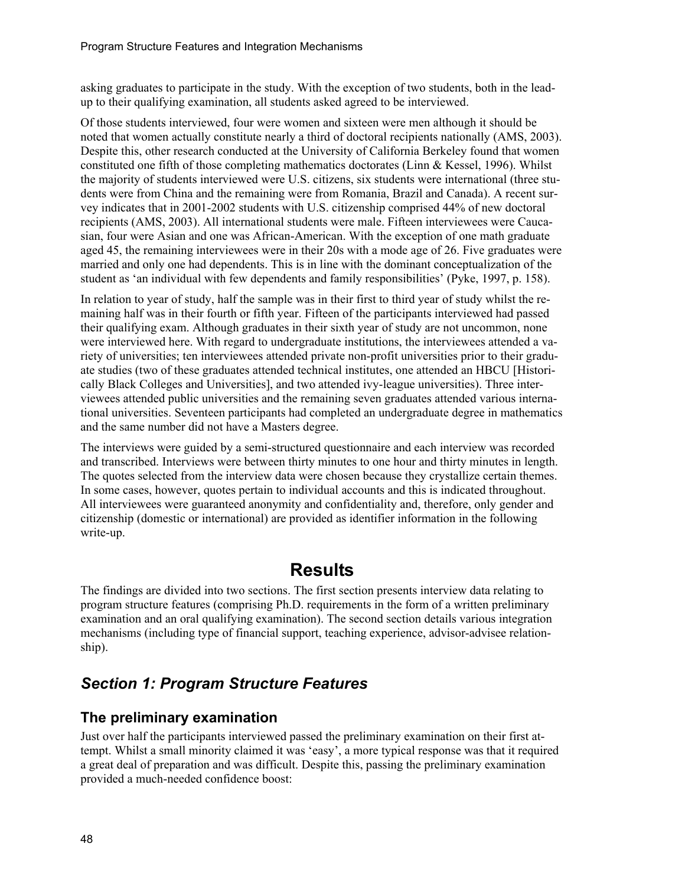asking graduates to participate in the study. With the exception of two students, both in the lead-up to their qualifying examination, all students asked agreed to be interviewed.

Of those students interviewed, four were women and sixteen were men although it should be noted that women actually constitute nearly a third of doctoral recipients nationally (AMS, 2003). Despite this, other research conducted at the University of California Berkeley found that women constituted one fifth of those completing mathematics doctorates (Linn & Kessel, 1996). Whilst the majority of students interviewed were U.S. citizens, six students were international (three students were from China and the remaining were from Romania, Brazil and Canada). A recent survey indicates that in 2001-2002 students with U.S. citizenship comprised 44% of new doctoral recipients (AMS, 2003). All international students were male. Fifteen interviewees were Caucasian, four were Asian and one was African-American. With the exception of one math graduate aged 45, the remaining interviewees were in their 20s with a mode age of 26. Five graduates were married and only one had dependents. This is in line with the dominant conceptualization of the student as 'an individual with few dependents and family responsibilities' (Pyke, 1997, p. 158).

In relation to year of study, half the sample was in their first to third year of study whilst the remaining half was in their fourth or fifth year. Fifteen of the participants interviewed had passed their qualifying exam. Although graduates in their sixth year of study are not uncommon, none were interviewed here. With regard to undergraduate institutions, the interviewees attended a variety of universities; ten interviewees attended private non-profit universities prior to their graduate studies (two of these graduates attended technical institutes, one attended an HBCU [Historically Black Colleges and Universities], and two attended ivy-league universities). Three interviewees attended public universities and the remaining seven graduates attended various international universities. Seventeen participants had completed an undergraduate degree in mathematics and the same number did not have a Masters degree.

The interviews were guided by a semi-structured questionnaire and each interview was recorded and transcribed. Interviews were between thirty minutes to one hour and thirty minutes in length. The quotes selected from the interview data were chosen because they crystallize certain themes. In some cases, however, quotes pertain to individual accounts and this is indicated throughout. All interviewees were guaranteed anonymity and confidentiality and, therefore, only gender and citizenship (domestic or international) are provided as identifier information in the following write-up.

# Results

The findings are divided into two sections. The first section presents interview data relating to program structure features (comprising Ph.D. requirements in the form of a written preliminary examination and an oral qualifying examination). The second section details various integration mechanisms (including type of financial support, teaching experience, advisor-advisee relationship).

## *Section 1: Program Structure Features*

### The preliminary examination

Just over half the participants interviewed passed the preliminary examination on their first attempt. Whilst a small minority claimed it was 'easy', a more typical response was that it required a great deal of preparation and was difficult. Despite this, passing the preliminary examination provided a much-needed confidence boost: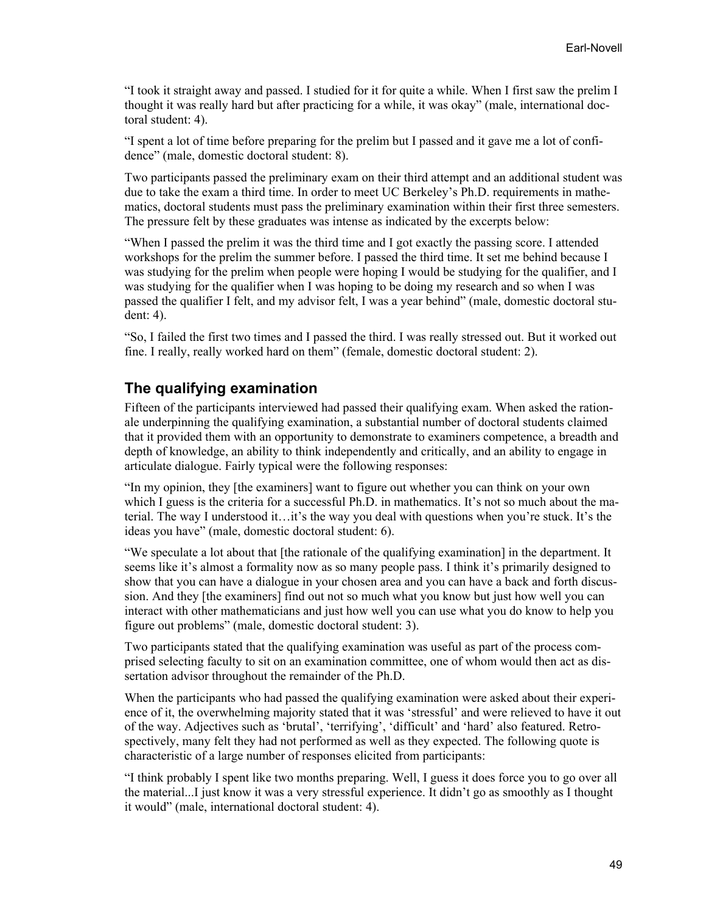"I took it straight away and passed. I studied for it for quite a while. When I first saw the prelim I thought it was really hard but after practicing for a while, it was okay" (male, international doctoral student: 4).

"I spent a lot of time before preparing for the prelim but I passed and it gave me a lot of confidence" (male, domestic doctoral student: 8).

Two participants passed the preliminary exam on their third attempt and an additional student was due to take the exam a third time. In order to meet UC Berkeley's Ph.D. requirements in mathematics, doctoral students must pass the preliminary examination within their first three semesters. The pressure felt by these graduates was intense as indicated by the excerpts below:

"When I passed the prelim it was the third time and I got exactly the passing score. I attended workshops for the prelim the summer before. I passed the third time. It set me behind because I was studying for the prelim when people were hoping I would be studying for the qualifier, and I was studying for the qualifier when I was hoping to be doing my research and so when I was passed the qualifier I felt, and my advisor felt, I was a year behind" (male, domestic doctoral student: 4).

"So, I failed the first two times and I passed the third. I was really stressed out. But it worked out fine. I really, really worked hard on them" (female, domestic doctoral student: 2).

## The qualifying examination

Fifteen of the participants interviewed had passed their qualifying exam. When asked the rationale underpinning the qualifying examination, a substantial number of doctoral students claimed that it provided them with an opportunity to demonstrate to examiners competence, a breadth and depth of knowledge, an ability to think independently and critically, and an ability to engage in articulate dialogue. Fairly typical were the following responses:

"In my opinion, they [the examiners] want to figure out whether you can think on your own which I guess is the criteria for a successful Ph.D. in mathematics. It's not so much about the material. The way I understood it…it's the way you deal with questions when you're stuck. It's the ideas you have" (male, domestic doctoral student: 6).

"We speculate a lot about that [the rationale of the qualifying examination] in the department. It seems like it's almost a formality now as so many people pass. I think it's primarily designed to show that you can have a dialogue in your chosen area and you can have a back and forth discussion. And they [the examiners] find out not so much what you know but just how well you can interact with other mathematicians and just how well you can use what you do know to help you figure out problems" (male, domestic doctoral student: 3).

Two participants stated that the qualifying examination was useful as part of the process comprised selecting faculty to sit on an examination committee, one of whom would then act as dissertation advisor throughout the remainder of the Ph.D.

When the participants who had passed the qualifying examination were asked about their experience of it, the overwhelming majority stated that it was 'stressful' and were relieved to have it out of the way. Adjectives such as 'brutal', 'terrifying', 'difficult' and 'hard' also featured. Retrospectively, many felt they had not performed as well as they expected. The following quote is characteristic of a large number of responses elicited from participants:

"I think probably I spent like two months preparing. Well, I guess it does force you to go over all the material...I just know it was a very stressful experience. It didn't go as smoothly as I thought it would" (male, international doctoral student: 4).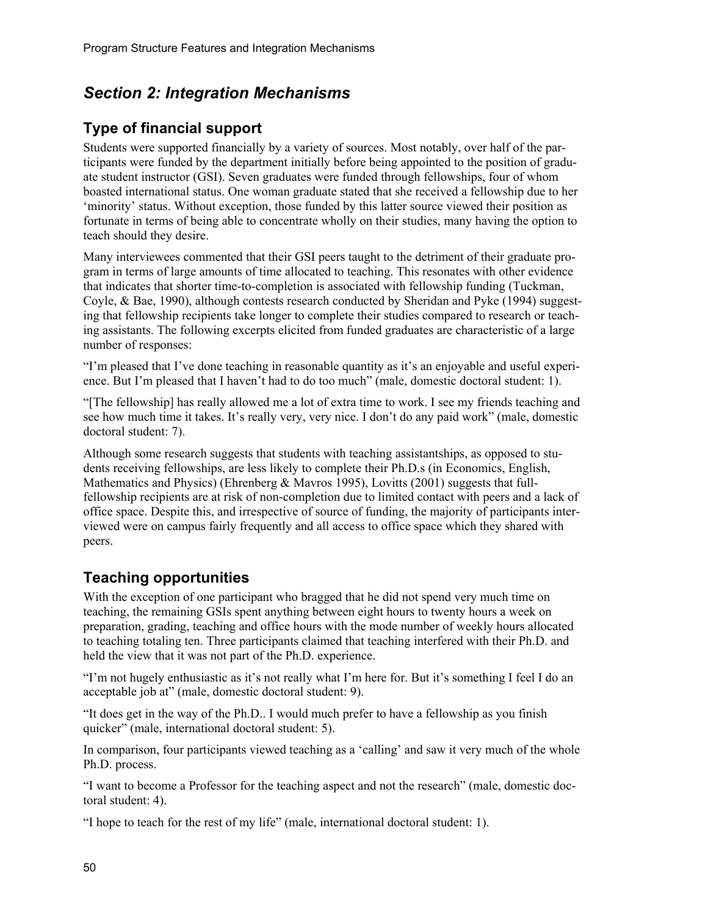## *Section 2: Integration Mechanisms*

### Type of financial support

Students were supported financially by a variety of sources. Most notably, over half of the participants were funded by the department initially before being appointed to the position of graduate student instructor (GSI). Seven graduates were funded through fellowships, four of whom boasted international status. One woman graduate stated that she received a fellowship due to her 'minority' status. Without exception, those funded by this latter source viewed their position as fortunate in terms of being able to concentrate wholly on their studies, many having the option to teach should they desire.

Many interviewees commented that their GSI peers taught to the detriment of their graduate program in terms of large amounts of time allocated to teaching. This resonates with other evidence that indicates that shorter time-to-completion is associated with fellowship funding (Tuckman, Coyle, & Bae, 1990), although contests research conducted by Sheridan and Pyke (1994) suggesting that fellowship recipients take longer to complete their studies compared to research or teaching assistants. The following excerpts elicited from funded graduates are characteristic of a large number of responses:

"I'm pleased that I've done teaching in reasonable quantity as it's an enjoyable and useful experience. But I'm pleased that I haven't had to do too much" (male, domestic doctoral student: 1).

"[The fellowship] has really allowed me a lot of extra time to work. I see my friends teaching and see how much time it takes. It's really very, very nice. I don't do any paid work" (male, domestic doctoral student: 7).

Although some research suggests that students with teaching assistantships, as opposed to students receiving fellowships, are less likely to complete their Ph.D.s (in Economics, English, Mathematics and Physics) (Ehrenberg & Mavros 1995), Lovitts (2001) suggests that full-fellowship recipients are at risk of non-completion due to limited contact with peers and a lack of office space. Despite this, and irrespective of source of funding, the majority of participants interviewed were on campus fairly frequently and all access to office space which they shared with peers.

### Teaching opportunities

With the exception of one participant who bragged that he did not spend very much time on teaching, the remaining GSIs spent anything between eight hours to twenty hours a week on preparation, grading, teaching and office hours with the mode number of weekly hours allocated to teaching totaling ten. Three participants claimed that teaching interfered with their Ph.D. and held the view that it was not part of the Ph.D. experience.

"I'm not hugely enthusiastic as it's not really what I'm here for. But it's something I feel I do an acceptable job at" (male, domestic doctoral student: 9).

"It does get in the way of the Ph.D.. I would much prefer to have a fellowship as you finish quicker" (male, international doctoral student: 5).

In comparison, four participants viewed teaching as a 'calling' and saw it very much of the whole Ph.D. process.

"I want to become a Professor for the teaching aspect and not the research" (male, domestic doctoral student: 4).

"I hope to teach for the rest of my life" (male, international doctoral student: 1).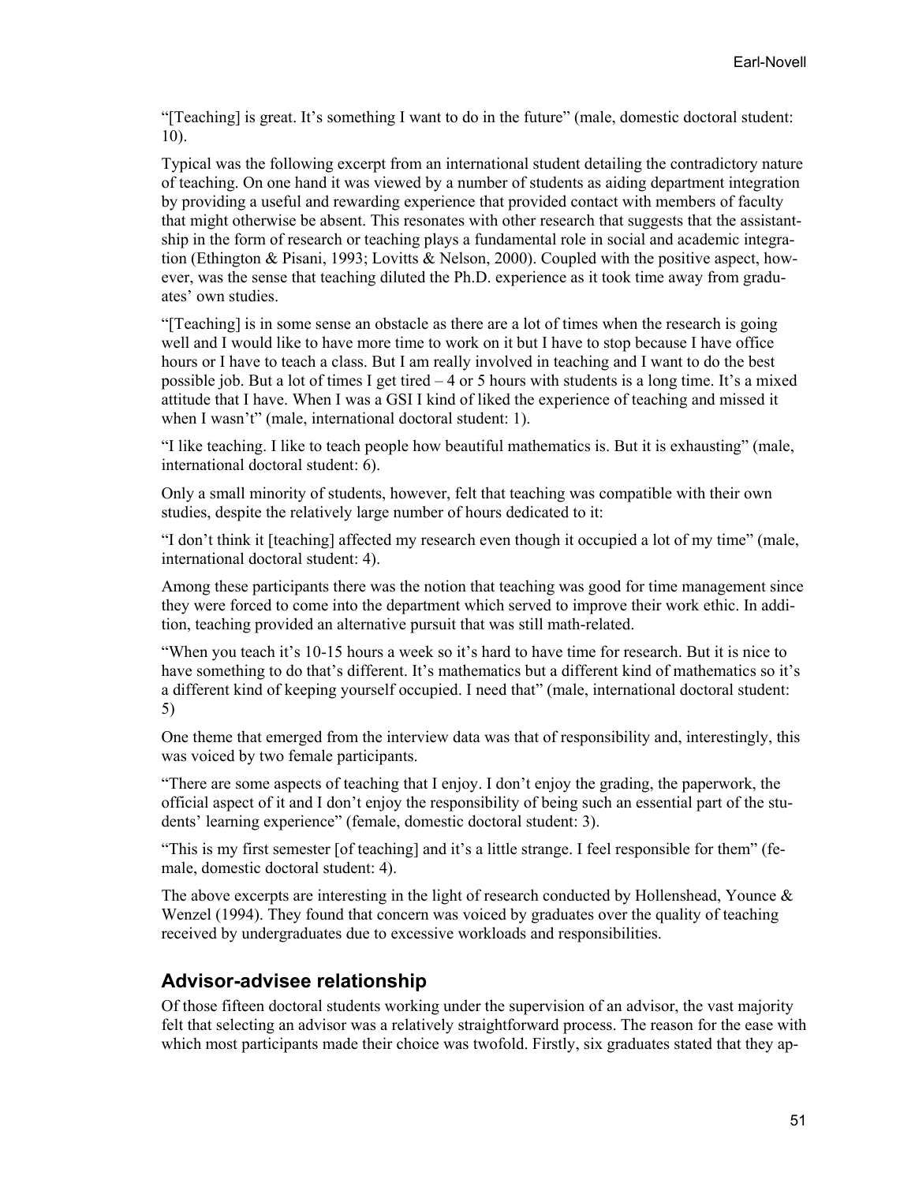"[Teaching] is great. It's something I want to do in the future" (male, domestic doctoral student: 10).

Typical was the following excerpt from an international student detailing the contradictory nature of teaching. On one hand it was viewed by a number of students as aiding department integration by providing a useful and rewarding experience that provided contact with members of faculty that might otherwise be absent. This resonates with other research that suggests that the assistantship in the form of research or teaching plays a fundamental role in social and academic integration (Ethington & Pisani, 1993; Lovitts & Nelson, 2000). Coupled with the positive aspect, however, was the sense that teaching diluted the Ph.D. experience as it took time away from graduates' own studies.

"[Teaching] is in some sense an obstacle as there are a lot of times when the research is going well and I would like to have more time to work on it but I have to stop because I have office hours or I have to teach a class. But I am really involved in teaching and I want to do the best possible job. But a lot of times I get tired – 4 or 5 hours with students is a long time. It's a mixed attitude that I have. When I was a GSI I kind of liked the experience of teaching and missed it when I wasn't" (male, international doctoral student: 1).

"I like teaching. I like to teach people how beautiful mathematics is. But it is exhausting" (male, international doctoral student: 6).

Only a small minority of students, however, felt that teaching was compatible with their own studies, despite the relatively large number of hours dedicated to it:

"I don't think it [teaching] affected my research even though it occupied a lot of my time" (male, international doctoral student: 4).

Among these participants there was the notion that teaching was good for time management since they were forced to come into the department which served to improve their work ethic. In addition, teaching provided an alternative pursuit that was still math-related.

"When you teach it's 10-15 hours a week so it's hard to have time for research. But it is nice to have something to do that's different. It's mathematics but a different kind of mathematics so it's a different kind of keeping yourself occupied. I need that" (male, international doctoral student: 5)

One theme that emerged from the interview data was that of responsibility and, interestingly, this was voiced by two female participants.

"There are some aspects of teaching that I enjoy. I don't enjoy the grading, the paperwork, the official aspect of it and I don't enjoy the responsibility of being such an essential part of the students' learning experience" (female, domestic doctoral student: 3).

"This is my first semester [of teaching] and it's a little strange. I feel responsible for them" (female, domestic doctoral student: 4).

The above excerpts are interesting in the light of research conducted by Hollenshead, Younce & Wenzel (1994). They found that concern was voiced by graduates over the quality of teaching received by undergraduates due to excessive workloads and responsibilities.

## Advisor-advisee relationship

Of those fifteen doctoral students working under the supervision of an advisor, the vast majority felt that selecting an advisor was a relatively straightforward process. The reason for the ease with which most participants made their choice was twofold. Firstly, six graduates stated that they ap-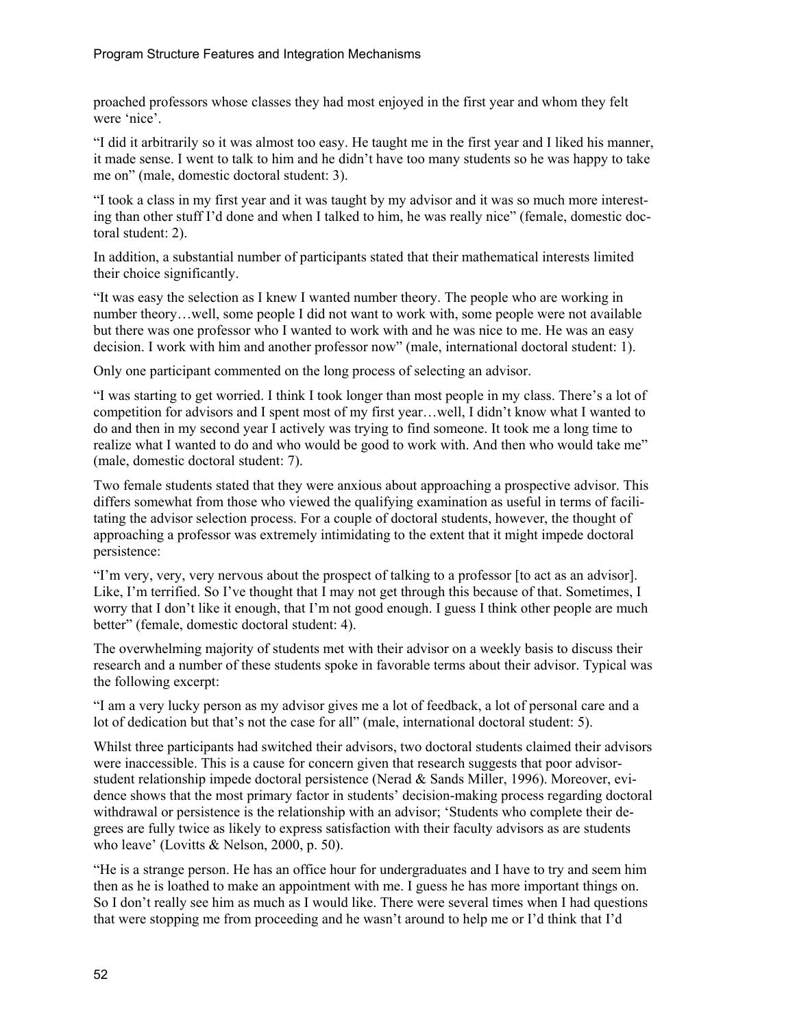proached professors whose classes they had most enjoyed in the first year and whom they felt were 'nice'.

"I did it arbitrarily so it was almost too easy. He taught me in the first year and I liked his manner, it made sense. I went to talk to him and he didn't have too many students so he was happy to take me on" (male, domestic doctoral student: 3).

"I took a class in my first year and it was taught by my advisor and it was so much more interesting than other stuff I'd done and when I talked to him, he was really nice" (female, domestic doctoral student: 2).

In addition, a substantial number of participants stated that their mathematical interests limited their choice significantly.

"It was easy the selection as I knew I wanted number theory. The people who are working in number theory…well, some people I did not want to work with, some people were not available but there was one professor who I wanted to work with and he was nice to me. He was an easy decision. I work with him and another professor now" (male, international doctoral student: 1).

Only one participant commented on the long process of selecting an advisor.

"I was starting to get worried. I think I took longer than most people in my class. There's a lot of competition for advisors and I spent most of my first year…well, I didn't know what I wanted to do and then in my second year I actively was trying to find someone. It took me a long time to realize what I wanted to do and who would be good to work with. And then who would take me" (male, domestic doctoral student: 7).

Two female students stated that they were anxious about approaching a prospective advisor. This differs somewhat from those who viewed the qualifying examination as useful in terms of facilitating the advisor selection process. For a couple of doctoral students, however, the thought of approaching a professor was extremely intimidating to the extent that it might impede doctoral persistence:

"I'm very, very, very nervous about the prospect of talking to a professor [to act as an advisor]. Like, I'm terrified. So I've thought that I may not get through this because of that. Sometimes, I worry that I don't like it enough, that I'm not good enough. I guess I think other people are much better" (female, domestic doctoral student: 4).

The overwhelming majority of students met with their advisor on a weekly basis to discuss their research and a number of these students spoke in favorable terms about their advisor. Typical was the following excerpt:

"I am a very lucky person as my advisor gives me a lot of feedback, a lot of personal care and a lot of dedication but that's not the case for all" (male, international doctoral student: 5).

Whilst three participants had switched their advisors, two doctoral students claimed their advisors were inaccessible. This is a cause for concern given that research suggests that poor advisor-student relationship impede doctoral persistence (Nerad & Sands Miller, 1996). Moreover, evidence shows that the most primary factor in students' decision-making process regarding doctoral withdrawal or persistence is the relationship with an advisor; 'Students who complete their degrees are fully twice as likely to express satisfaction with their faculty advisors as are students who leave' (Lovitts & Nelson, 2000, p. 50).

"He is a strange person. He has an office hour for undergraduates and I have to try and seem him then as he is loathed to make an appointment with me. I guess he has more important things on. So I don't really see him as much as I would like. There were several times when I had questions that were stopping me from proceeding and he wasn't around to help me or I'd think that I'd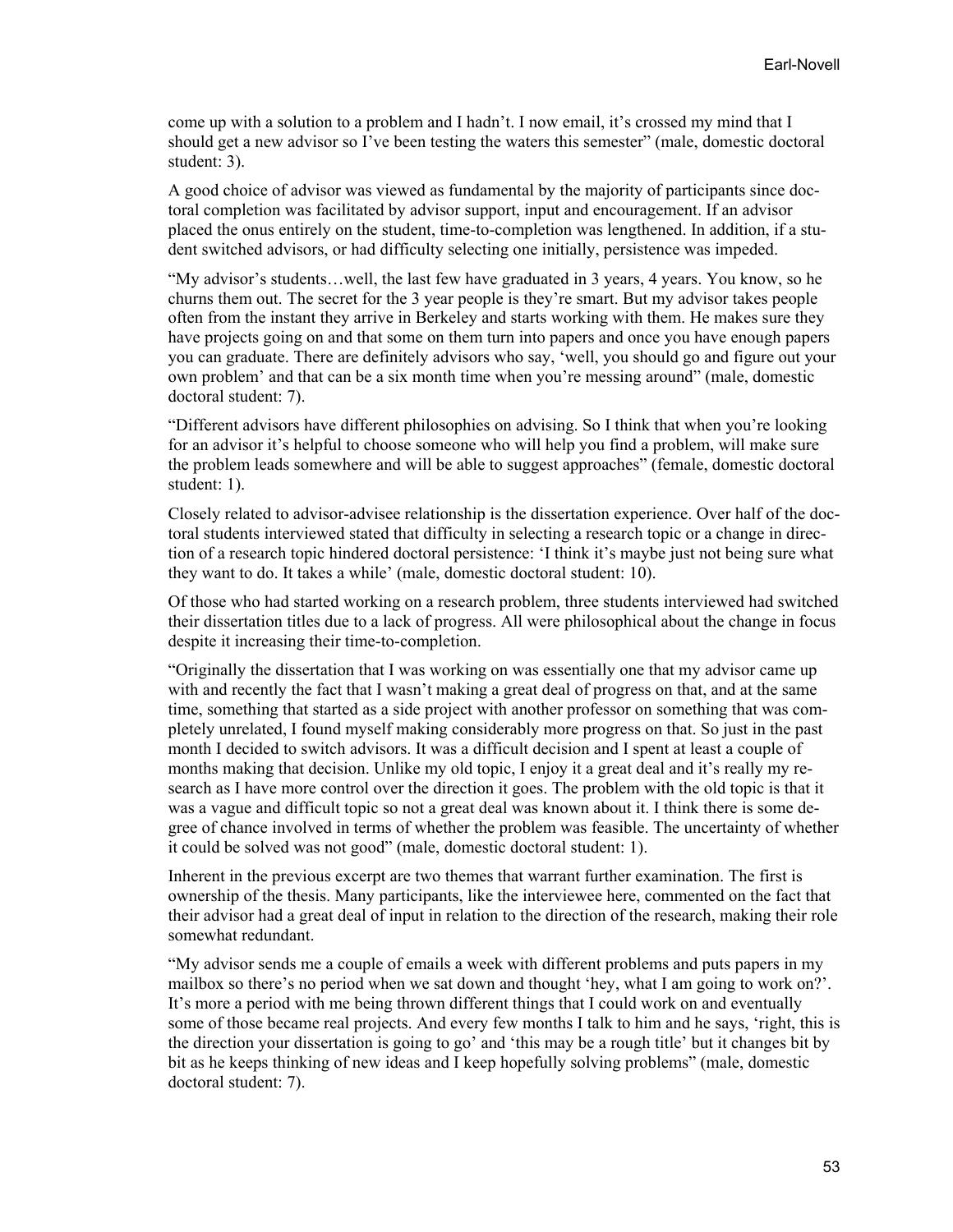come up with a solution to a problem and I hadn't. I now email, it's crossed my mind that I should get a new advisor so I've been testing the waters this semester" (male, domestic doctoral student: 3).

A good choice of advisor was viewed as fundamental by the majority of participants since doctoral completion was facilitated by advisor support, input and encouragement. If an advisor placed the onus entirely on the student, time-to-completion was lengthened. In addition, if a student switched advisors, or had difficulty selecting one initially, persistence was impeded.

"My advisor's students…well, the last few have graduated in 3 years, 4 years. You know, so he churns them out. The secret for the 3 year people is they're smart. But my advisor takes people often from the instant they arrive in Berkeley and starts working with them. He makes sure they have projects going on and that some on them turn into papers and once you have enough papers you can graduate. There are definitely advisors who say, 'well, you should go and figure out your own problem' and that can be a six month time when you're messing around" (male, domestic doctoral student: 7).

"Different advisors have different philosophies on advising. So I think that when you're looking for an advisor it's helpful to choose someone who will help you find a problem, will make sure the problem leads somewhere and will be able to suggest approaches" (female, domestic doctoral student: 1).

Closely related to advisor-advisee relationship is the dissertation experience. Over half of the doctoral students interviewed stated that difficulty in selecting a research topic or a change in direction of a research topic hindered doctoral persistence: 'I think it's maybe just not being sure what they want to do. It takes a while' (male, domestic doctoral student: 10).

Of those who had started working on a research problem, three students interviewed had switched their dissertation titles due to a lack of progress. All were philosophical about the change in focus despite it increasing their time-to-completion.

"Originally the dissertation that I was working on was essentially one that my advisor came up with and recently the fact that I wasn't making a great deal of progress on that, and at the same time, something that started as a side project with another professor on something that was completely unrelated, I found myself making considerably more progress on that. So just in the past month I decided to switch advisors. It was a difficult decision and I spent at least a couple of months making that decision. Unlike my old topic, I enjoy it a great deal and it's really my research as I have more control over the direction it goes. The problem with the old topic is that it was a vague and difficult topic so not a great deal was known about it. I think there is some degree of chance involved in terms of whether the problem was feasible. The uncertainty of whether it could be solved was not good" (male, domestic doctoral student: 1).

Inherent in the previous excerpt are two themes that warrant further examination. The first is ownership of the thesis. Many participants, like the interviewee here, commented on the fact that their advisor had a great deal of input in relation to the direction of the research, making their role somewhat redundant.

"My advisor sends me a couple of emails a week with different problems and puts papers in my mailbox so there's no period when we sat down and thought 'hey, what I am going to work on?'. It's more a period with me being thrown different things that I could work on and eventually some of those became real projects. And every few months I talk to him and he says, 'right, this is the direction your dissertation is going to go' and 'this may be a rough title' but it changes bit by bit as he keeps thinking of new ideas and I keep hopefully solving problems" (male, domestic doctoral student: 7).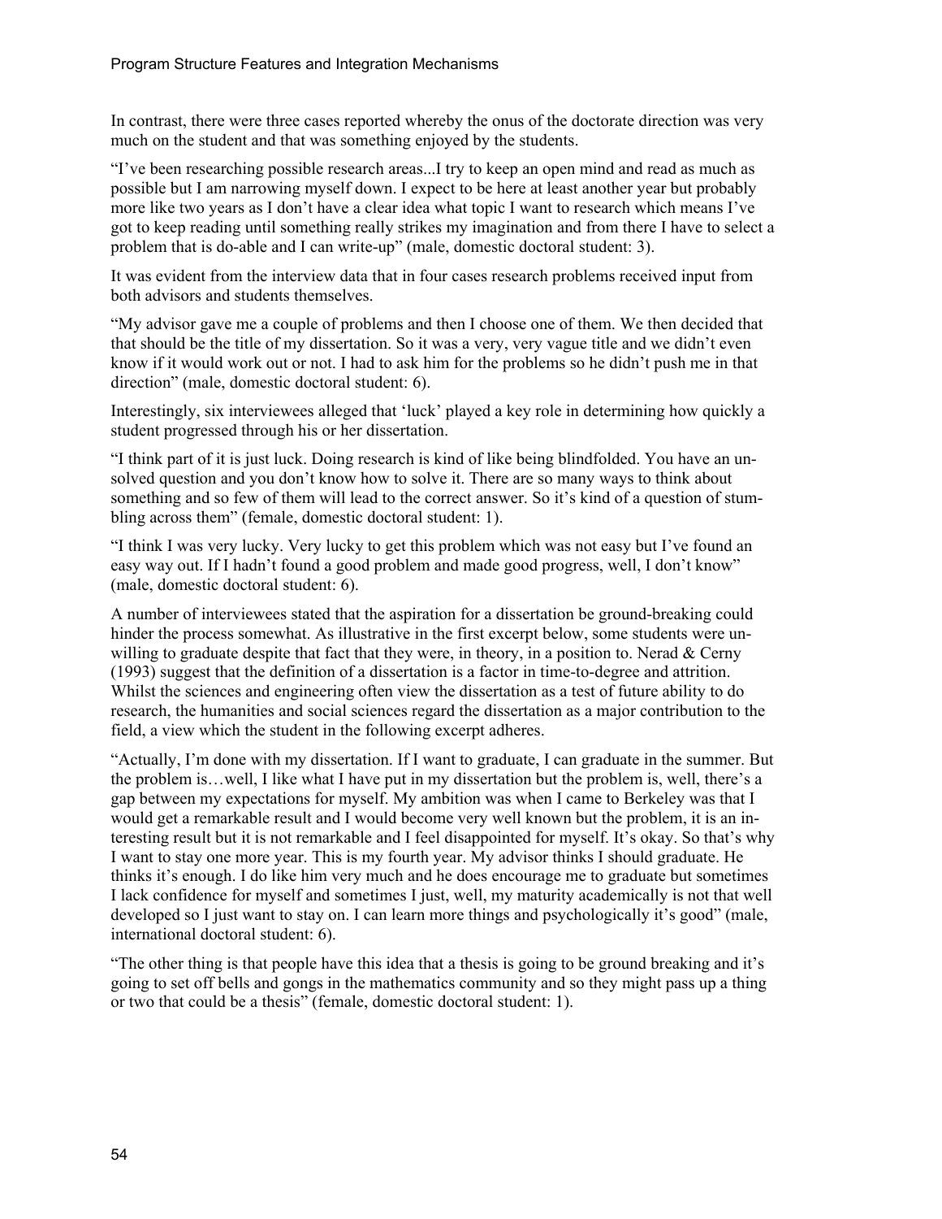In contrast, there were three cases reported whereby the onus of the doctorate direction was very much on the student and that was something enjoyed by the students.

"I've been researching possible research areas...I try to keep an open mind and read as much as possible but I am narrowing myself down. I expect to be here at least another year but probably more like two years as I don't have a clear idea what topic I want to research which means I've got to keep reading until something really strikes my imagination and from there I have to select a problem that is do-able and I can write-up" (male, domestic doctoral student: 3).

It was evident from the interview data that in four cases research problems received input from both advisors and students themselves.

"My advisor gave me a couple of problems and then I choose one of them. We then decided that that should be the title of my dissertation. So it was a very, very vague title and we didn't even know if it would work out or not. I had to ask him for the problems so he didn't push me in that direction" (male, domestic doctoral student: 6).

Interestingly, six interviewees alleged that 'luck' played a key role in determining how quickly a student progressed through his or her dissertation.

"I think part of it is just luck. Doing research is kind of like being blindfolded. You have an unsolved question and you don't know how to solve it. There are so many ways to think about something and so few of them will lead to the correct answer. So it's kind of a question of stumbling across them" (female, domestic doctoral student: 1).

"I think I was very lucky. Very lucky to get this problem which was not easy but I've found an easy way out. If I hadn't found a good problem and made good progress, well, I don't know" (male, domestic doctoral student: 6).

A number of interviewees stated that the aspiration for a dissertation be ground-breaking could hinder the process somewhat. As illustrative in the first excerpt below, some students were unwilling to graduate despite that fact that they were, in theory, in a position to. Nerad & Cerny (1993) suggest that the definition of a dissertation is a factor in time-to-degree and attrition. Whilst the sciences and engineering often view the dissertation as a test of future ability to do research, the humanities and social sciences regard the dissertation as a major contribution to the field, a view which the student in the following excerpt adheres.

"Actually, I'm done with my dissertation. If I want to graduate, I can graduate in the summer. But the problem is…well, I like what I have put in my dissertation but the problem is, well, there's a gap between my expectations for myself. My ambition was when I came to Berkeley was that I would get a remarkable result and I would become very well known but the problem, it is an interesting result but it is not remarkable and I feel disappointed for myself. It's okay. So that's why I want to stay one more year. This is my fourth year. My advisor thinks I should graduate. He thinks it's enough. I do like him very much and he does encourage me to graduate but sometimes I lack confidence for myself and sometimes I just, well, my maturity academically is not that well developed so I just want to stay on. I can learn more things and psychologically it's good" (male, international doctoral student: 6).

"The other thing is that people have this idea that a thesis is going to be ground breaking and it's going to set off bells and gongs in the mathematics community and so they might pass up a thing or two that could be a thesis" (female, domestic doctoral student: 1).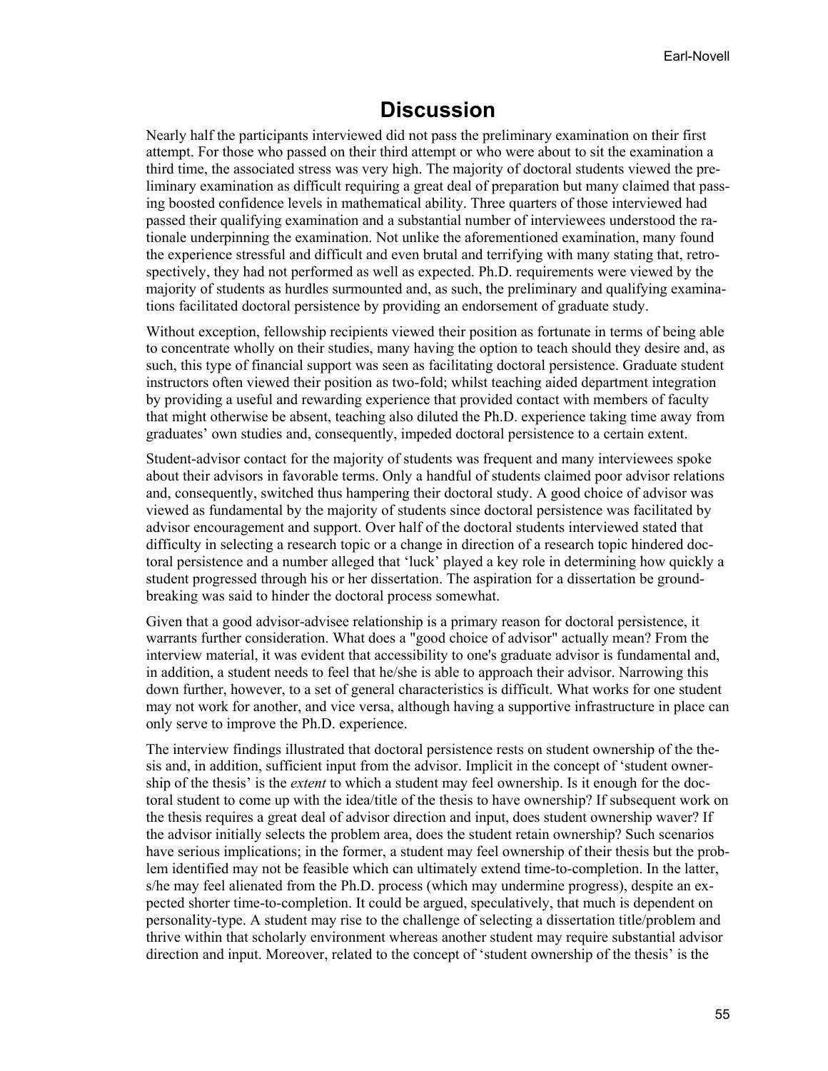# Discussion

Nearly half the participants interviewed did not pass the preliminary examination on their first attempt. For those who passed on their third attempt or who were about to sit the examination a third time, the associated stress was very high. The majority of doctoral students viewed the preliminary examination as difficult requiring a great deal of preparation but many claimed that passing boosted confidence levels in mathematical ability. Three quarters of those interviewed had passed their qualifying examination and a substantial number of interviewees understood the rationale underpinning the examination. Not unlike the aforementioned examination, many found the experience stressful and difficult and even brutal and terrifying with many stating that, retrospectively, they had not performed as well as expected. Ph.D. requirements were viewed by the majority of students as hurdles surmounted and, as such, the preliminary and qualifying examinations facilitated doctoral persistence by providing an endorsement of graduate study.

Without exception, fellowship recipients viewed their position as fortunate in terms of being able to concentrate wholly on their studies, many having the option to teach should they desire and, as such, this type of financial support was seen as facilitating doctoral persistence. Graduate student instructors often viewed their position as two-fold; whilst teaching aided department integration by providing a useful and rewarding experience that provided contact with members of faculty that might otherwise be absent, teaching also diluted the Ph.D. experience taking time away from graduates' own studies and, consequently, impeded doctoral persistence to a certain extent.

Student-advisor contact for the majority of students was frequent and many interviewees spoke about their advisors in favorable terms. Only a handful of students claimed poor advisor relations and, consequently, switched thus hampering their doctoral study. A good choice of advisor was viewed as fundamental by the majority of students since doctoral persistence was facilitated by advisor encouragement and support. Over half of the doctoral students interviewed stated that difficulty in selecting a research topic or a change in direction of a research topic hindered doctoral persistence and a number alleged that 'luck' played a key role in determining how quickly a student progressed through his or her dissertation. The aspiration for a dissertation be groundbreaking was said to hinder the doctoral process somewhat.

Given that a good advisor-advisee relationship is a primary reason for doctoral persistence, it warrants further consideration. What does a "good choice of advisor" actually mean? From the interview material, it was evident that accessibility to one's graduate advisor is fundamental and, in addition, a student needs to feel that he/she is able to approach their advisor. Narrowing this down further, however, to a set of general characteristics is difficult. What works for one student may not work for another, and vice versa, although having a supportive infrastructure in place can only serve to improve the Ph.D. experience.

The interview findings illustrated that doctoral persistence rests on student ownership of the thesis and, in addition, sufficient input from the advisor. Implicit in the concept of 'student ownership of the thesis' is the *extent* to which a student may feel ownership. Is it enough for the doctoral student to come up with the idea/title of the thesis to have ownership? If subsequent work on the thesis requires a great deal of advisor direction and input, does student ownership waver? If the advisor initially selects the problem area, does the student retain ownership? Such scenarios have serious implications; in the former, a student may feel ownership of their thesis but the problem identified may not be feasible which can ultimately extend time-to-completion. In the latter, s/he may feel alienated from the Ph.D. process (which may undermine progress), despite an expected shorter time-to-completion. It could be argued, speculatively, that much is dependent on personality-type. A student may rise to the challenge of selecting a dissertation title/problem and thrive within that scholarly environment whereas another student may require substantial advisor direction and input. Moreover, related to the concept of 'student ownership of the thesis' is the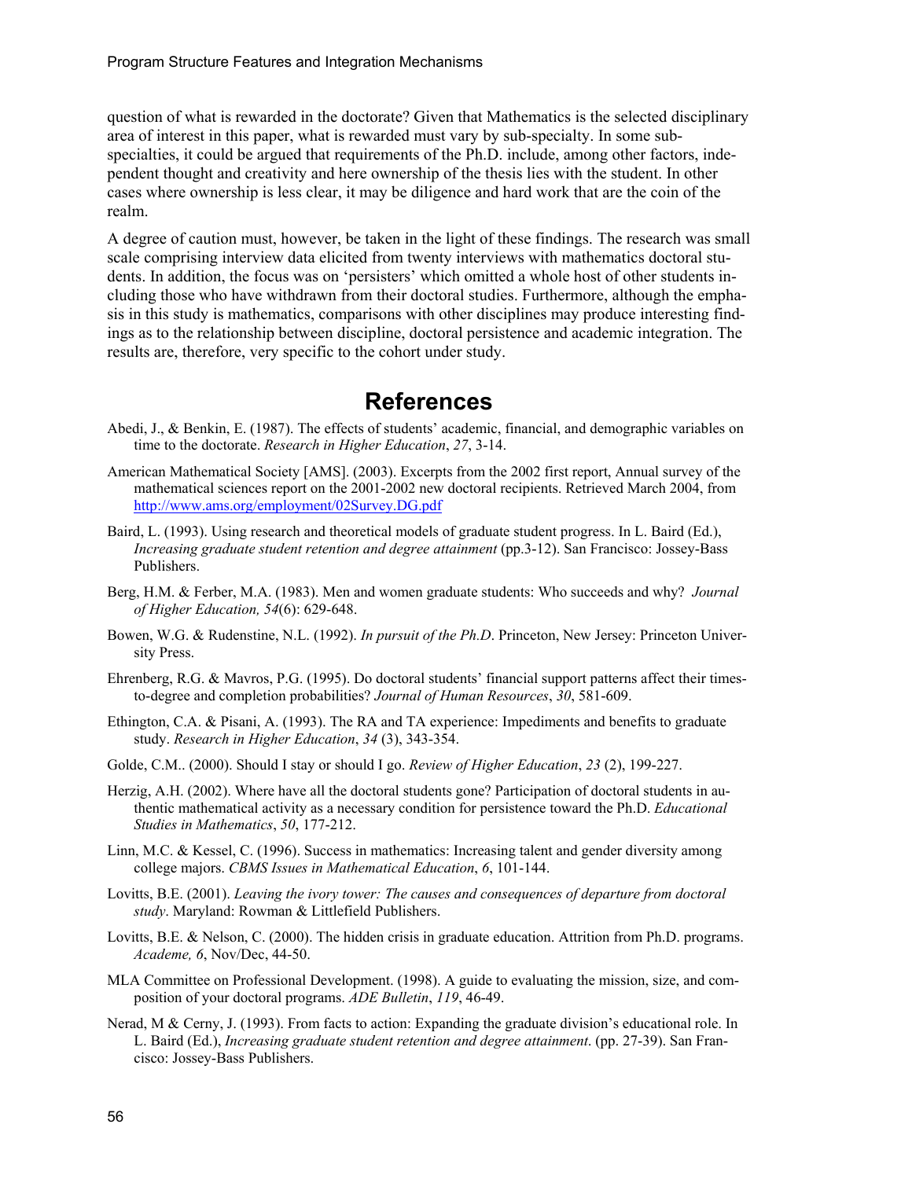question of what is rewarded in the doctorate? Given that Mathematics is the selected disciplinary area of interest in this paper, what is rewarded must vary by sub-specialty. In some sub-specialties, it could be argued that requirements of the Ph.D. include, among other factors, independent thought and creativity and here ownership of the thesis lies with the student. In other cases where ownership is less clear, it may be diligence and hard work that are the coin of the realm.

A degree of caution must, however, be taken in the light of these findings. The research was small scale comprising interview data elicited from twenty interviews with mathematics doctoral students. In addition, the focus was on 'persisters' which omitted a whole host of other students including those who have withdrawn from their doctoral studies. Furthermore, although the emphasis in this study is mathematics, comparisons with other disciplines may produce interesting findings as to the relationship between discipline, doctoral persistence and academic integration. The results are, therefore, very specific to the cohort under study.

# References

Abedi, J., & Benkin, E. (1987). The effects of students' academic, financial, and demographic variables on time to the doctorate. *Research in Higher Education*, *27*, 3-14.

American Mathematical Society [AMS]. (2003). Excerpts from the 2002 first report, Annual survey of the mathematical sciences report on the 2001-2002 new doctoral recipients. Retrieved March 2004, from http://www.ams.org/employment/02Survey.DG.pdf

Baird, L. (1993). Using research and theoretical models of graduate student progress. In L. Baird (Ed.), *Increasing graduate student retention and degree attainment* (pp.3-12). San Francisco: Jossey-Bass Publishers.

Berg, H.M. & Ferber, M.A. (1983). Men and women graduate students: Who succeeds and why? *Journal of Higher Education, 54*(6): 629-648.

Bowen, W.G. & Rudenstine, N.L. (1992). *In pursuit of the Ph.D*. Princeton, New Jersey: Princeton University Press.

Ehrenberg, R.G. & Mavros, P.G. (1995). Do doctoral students' financial support patterns affect their times-to-degree and completion probabilities? *Journal of Human Resources*, *30*, 581-609.

Ethington, C.A. & Pisani, A. (1993). The RA and TA experience: Impediments and benefits to graduate study. *Research in Higher Education*, *34* (3), 343-354.

Golde, C.M.. (2000). Should I stay or should I go. *Review of Higher Education*, *23* (2), 199-227.

Herzig, A.H. (2002). Where have all the doctoral students gone? Participation of doctoral students in authentic mathematical activity as a necessary condition for persistence toward the Ph.D. *Educational Studies in Mathematics*, *50*, 177-212.

Linn, M.C. & Kessel, C. (1996). Success in mathematics: Increasing talent and gender diversity among college majors. *CBMS Issues in Mathematical Education*, *6*, 101-144.

Lovitts, B.E. (2001). *Leaving the ivory tower: The causes and consequences of departure from doctoral study*. Maryland: Rowman & Littlefield Publishers.

Lovitts, B.E. & Nelson, C. (2000). The hidden crisis in graduate education. Attrition from Ph.D. programs. *Academe, 6*, Nov/Dec, 44-50.

MLA Committee on Professional Development. (1998). A guide to evaluating the mission, size, and composition of your doctoral programs. *ADE Bulletin*, *119*, 46-49.

Nerad, M & Cerny, J. (1993). From facts to action: Expanding the graduate division's educational role. In L. Baird (Ed.), *Increasing graduate student retention and degree attainment*. (pp. 27-39). San Francisco: Jossey-Bass Publishers.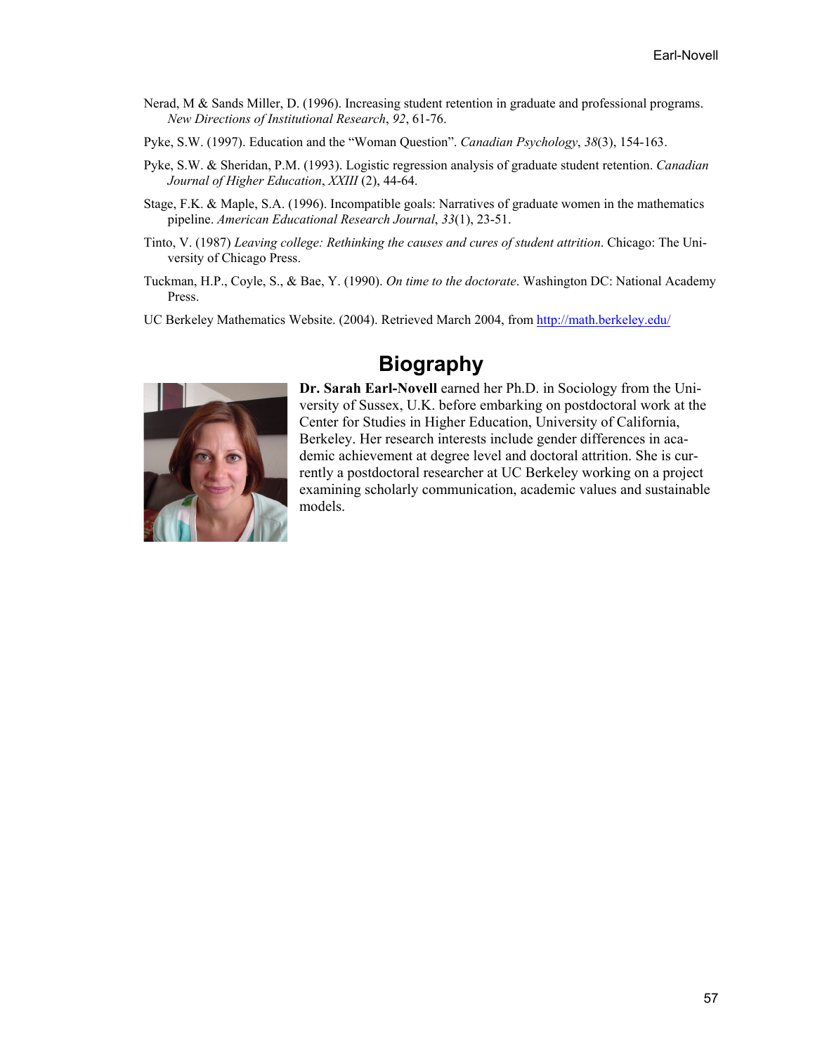Nerad, M & Sands Miller, D. (1996). Increasing student retention in graduate and professional programs. *New Directions of Institutional Research*, *92*, 61-76.

Pyke, S.W. (1997). Education and the "Woman Question". *Canadian Psychology*, *38*(3), 154-163.

Pyke, S.W. & Sheridan, P.M. (1993). Logistic regression analysis of graduate student retention. *Canadian Journal of Higher Education*, *XXIII* (2), 44-64.

Stage, F.K. & Maple, S.A. (1996). Incompatible goals: Narratives of graduate women in the mathematics pipeline. *American Educational Research Journal*, *33*(1), 23-51.

Tinto, V. (1987) *Leaving college: Rethinking the causes and cures of student attrition*. Chicago: The University of Chicago Press.

Tuckman, H.P., Coyle, S., & Bae, Y. (1990). *On time to the doctorate*. Washington DC: National Academy Press.

UC Berkeley Mathematics Website. (2004). Retrieved March 2004, from http://math.berkeley.edu/

## Biography

**Dr. Sarah Earl-Novell** earned her Ph.D. in Sociology from the University of Sussex, U.K. before embarking on postdoctoral work at the Center for Studies in Higher Education, University of California, Berkeley. Her research interests include gender differences in academic achievement at degree level and doctoral attrition. She is currently a postdoctoral researcher at UC Berkeley working on a project examining scholarly communication, academic values and sustainable models.